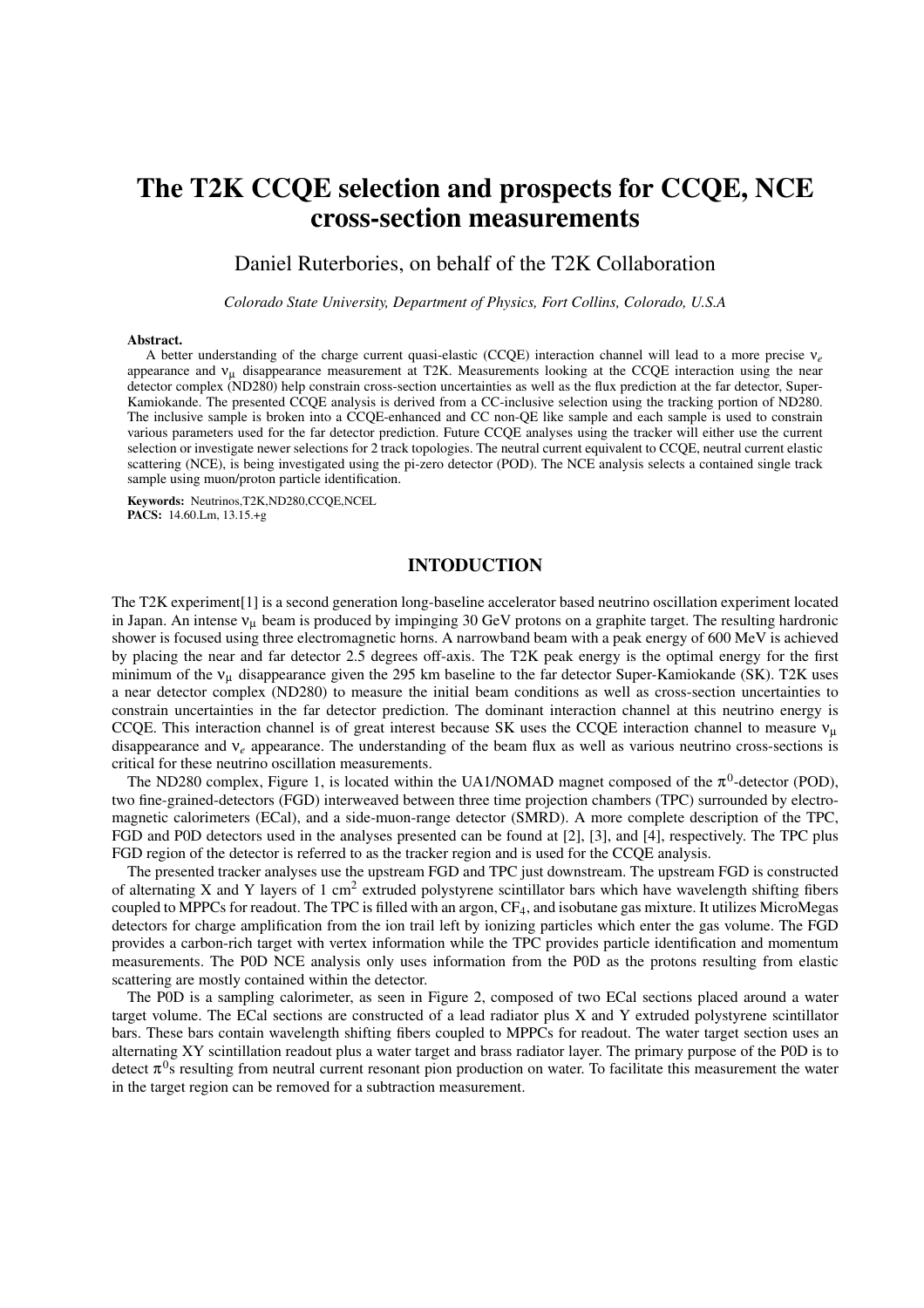# The T2K CCQE selection and prospects for CCQE, NCE cross-section measurements

Daniel Ruterbories, on behalf of the T2K Collaboration

*Colorado State University, Department of Physics, Fort Collins, Colorado, U.S.A*

**Abstract.** A better understanding of the charge current quasi-elastic (CCQE) interaction channel will lead to a more precise $\nu_e$ appearance and $\nu_\mu$ disappearance measurement at T2K. Measurements looking at the CCQE interaction using the near detector complex (ND280) help constrain cross-section uncertainties as well as the flux prediction at the far detector, Super-Kamiokande. The presented CCQE analysis is derived from a CC-inclusive selection using the tracking portion of ND280. The inclusive sample is broken into a CCQE-enhanced and CC non-QE like sample and each sample is used to constrain various parameters used for the far detector prediction. Future CCQE analyses using the tracker will either use the current selection or investigate newer selections for 2 track topologies. The neutral current equivalent to CCQE, neutral current elastic scattering (NCE), is being investigated using the pi-zero detector (POD). The NCE analysis selects a contained single track sample using muon/proton particle identification.

**Keywords:** Neutrinos,T2K,ND280,CCQE,NCEL
**PACS:** 14.60.Lm, 13.15.+g

## INTODUCTION

The T2K experiment[1] is a second generation long-baseline accelerator based neutrino oscillation experiment located in Japan. An intense $\nu_\mu$ beam is produced by impinging 30 GeV protons on a graphite target. The resulting hardronic shower is focused using three electromagnetic horns. A narrowband beam with a peak energy of 600 MeV is achieved by placing the near and far detector 2.5 degrees off-axis. The T2K peak energy is the optimal energy for the first minimum of the $\nu_\mu$ disappearance given the 295 km baseline to the far detector Super-Kamiokande (SK). T2K uses a near detector complex (ND280) to measure the initial beam conditions as well as cross-section uncertainties to constrain uncertainties in the far detector prediction. The dominant interaction channel at this neutrino energy is CCQE. This interaction channel is of great interest because SK uses the CCQE interaction channel to measure $\nu_\mu$ disappearance and $\nu_e$ appearance. The understanding of the beam flux as well as various neutrino cross-sections is critical for these neutrino oscillation measurements.

The ND280 complex, Figure 1, is located within the UA1/NOMAD magnet composed of the $\pi^0$-detector (POD), two fine-grained-detectors (FGD) interweaved between three time projection chambers (TPC) surrounded by electromagnetic calorimeters (ECal), and a side-muon-range detector (SMRD). A more complete description of the TPC, FGD and P0D detectors used in the analyses presented can be found at [2], [3], and [4], respectively. The TPC plus FGD region of the detector is referred to as the tracker region and is used for the CCQE analysis.

The presented tracker analyses use the upstream FGD and TPC just downstream. The upstream FGD is constructed of alternating X and Y layers of 1 $cm^2$ extruded polystyrene scintillator bars which have wavelength shifting fibers coupled to MPPCs for readout. The TPC is filled with an argon, $CF_4$, and isobutane gas mixture. It utilizes MicroMegas detectors for charge amplification from the ion trail left by ionizing particles which enter the gas volume. The FGD provides a carbon-rich target with vertex information while the TPC provides particle identification and momentum measurements. The P0D NCE analysis only uses information from the P0D as the protons resulting from elastic scattering are mostly contained within the detector.

The P0D is a sampling calorimeter, as seen in Figure 2, composed of two ECal sections placed around a water target volume. The ECal sections are constructed of a lead radiator plus X and Y extruded polystyrene scintillator bars. These bars contain wavelength shifting fibers coupled to MPPCs for readout. The water target section uses an alternating XY scintillation readout plus a water target and brass radiator layer. The primary purpose of the P0D is to detect $\pi^0$s resulting from neutral current resonant pion production on water. To facilitate this measurement the water in the target region can be removed for a subtraction measurement.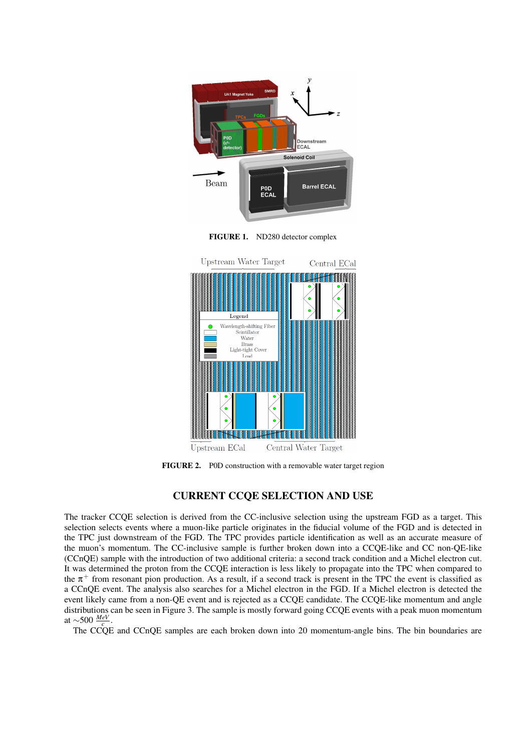FIGURE 1. ND280 detector complex

FIGURE 2. P0D construction with a removable water target region

## CURRENT CCQE SELECTION AND USE

The tracker CCQE selection is derived from the CC-inclusive selection using the upstream FGD as a target. This selection selects events where a muon-like particle originates in the fiducial volume of the FGD and is detected in the TPC just downstream of the FGD. The TPC provides particle identification as well as an accurate measure of the muon's momentum. The CC-inclusive sample is further broken down into a CCQE-like and CC non-QE-like (CCnQE) sample with the introduction of two additional criteria: a second track condition and a Michel electron cut. It was determined the proton from the CCQE interaction is less likely to propagate into the TPC when compared to the $\pi^+$ from resonant pion production. As a result, if a second track is present in the TPC the event is classified as a CCnQE event. The analysis also searches for a Michel electron in the FGD. If a Michel electron is detected the event likely came from a non-QE event and is rejected as a CCQE candidate. The CCQE-like momentum and angle distributions can be seen in Figure 3. The sample is mostly forward going CCQE events with a peak muon momentum at $\sim$500 $\frac{MeV}{c}$.

The CCQE and CCnQE samples are each broken down into 20 momentum-angle bins. The bin boundaries are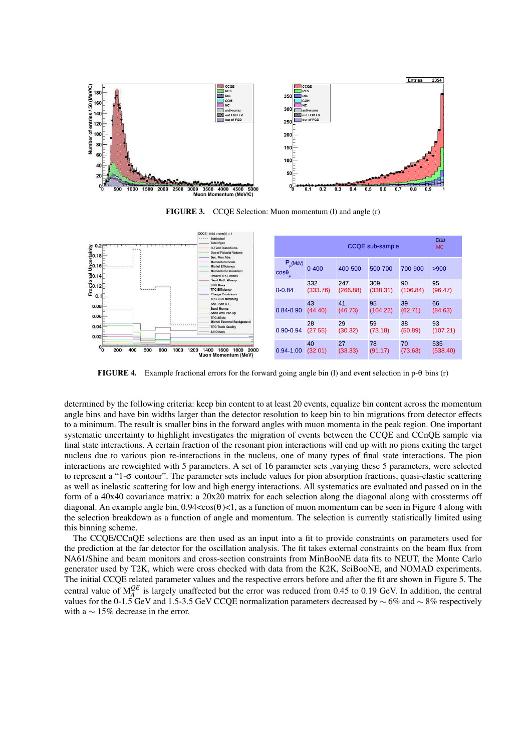**FIGURE 3.** CCQE Selection: Muon momentum (l) and angle (r)

| CCQE sub-sample $\cos\theta_\mu$ \ $P_\mu$ (MeV) | 0-400 | 400-500 | 500-700 | 700-900 | >900 |
|---|---|---|---|---|---|
| 0-0.84 | 332 (333.76) | 247 (266.88) | 309 (338.31) | 90 (106.84) | 95 (96.47) |
| 0.84-0.90 | 43 (44.40) | 41 (46.73) | 95 (104.22) | 39 (62.71) | 66 (84.63) |
| 0.90-0.94 | 28 (27.55) | 29 (30.32) | 59 (73.18) | 38 (50.89) | 93 (107.21) |
| 0.94-1.00 | 40 (32.01) | 27 (33.33) | 78 (91.17) | 70 (73.63) | 535 (538.40) |

Data (MC)

**FIGURE 4.** Example fractional errors for the forward going angle bin (l) and event selection in p-θ bins (r)

determined by the following criteria: keep bin content to at least 20 events, equalize bin content across the momentum angle bins and have bin widths larger than the detector resolution to keep bin to bin migrations from detector effects to a minimum. The result is smaller bins in the forward angles with muon momenta in the peak region. One important systematic uncertainty to highlight investigates the migration of events between the CCQE and CCnQE sample via final state interactions. A certain fraction of the resonant pion interactions will end up with no pions exiting the target nucleus due to various pion re-interactions in the nucleus, one of many types of final state interactions. The pion interactions are reweighted with 5 parameters. A set of 16 parameter sets ,varying these 5 parameters, were selected to represent a "1-σ contour". The parameter sets include values for pion absorption fractions, quasi-elastic scattering as well as inelastic scattering for low and high energy interactions. All systematics are evaluated and passed on in the form of a 40x40 covariance matrix: a 20x20 matrix for each selection along the diagonal along with crossterms off diagonal. An example angle bin, $0.94<\cos(\theta)<1$, as a function of muon momentum can be seen in Figure 4 along with the selection breakdown as a function of angle and momentum. The selection is currently statistically limited using this binning scheme.

The CCQE/CCnQE selections are then used as an input into a fit to provide constraints on parameters used for the prediction at the far detector for the oscillation analysis. The fit takes external constraints on the beam flux from NA61/Shine and beam monitors and cross-section constraints from MinBooNE data fits to NEUT, the Monte Carlo generator used by T2K, which were cross checked with data from the K2K, SciBooNE, and NOMAD experiments. The initial CCQE related parameter values and the respective errors before and after the fit are shown in Figure 5. The central value of $M_A^{QE}$ is largely unaffected but the error was reduced from 0.45 to 0.19 GeV. In addition, the central values for the 0-1.5 GeV and 1.5-3.5 GeV CCQE normalization parameters decreased by $\sim 6\%$ and $\sim 8\%$ respectively with a $\sim 15\%$ decrease in the error.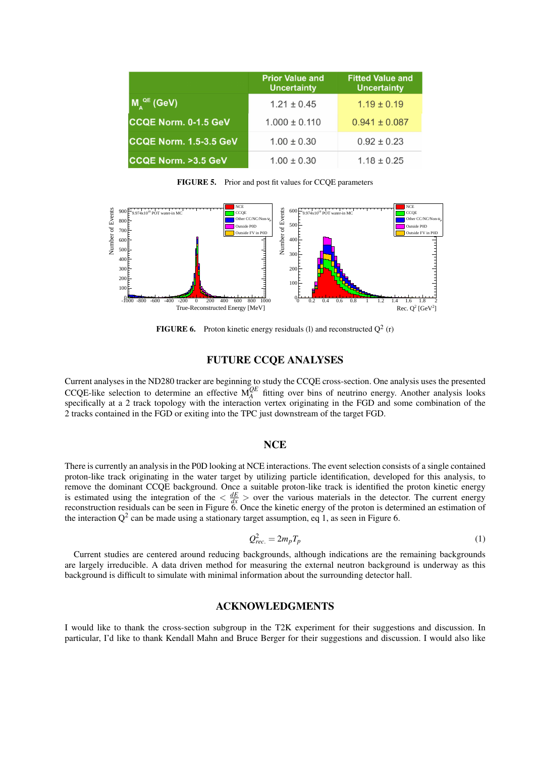|  | Prior Value and Uncertainty | Fitted Value and Uncertainty |
|---|---|---|
| $M_A^{QE}$ (GeV) | 1.21 ± 0.45 | 1.19 ± 0.19 |
| CCQE Norm. 0-1.5 GeV | 1.000 ± 0.110 | 0.941 ± 0.087 |
| CCQE Norm. 1.5-3.5 GeV | 1.00 ± 0.30 | 0.92 ± 0.23 |
| CCQE Norm. >3.5 GeV | 1.00 ± 0.30 | 1.18 ± 0.25 |

**FIGURE 5.** Prior and post fit values for CCQE parameters

**FIGURE 6.** Proton kinetic energy residuals (l) and reconstructed $Q^2$ (r)

## FUTURE CCQE ANALYSES

Current analyses in the ND280 tracker are beginning to study the CCQE cross-section. One analysis uses the presented CCQE-like selection to determine an effective $M_A^{QE}$ fitting over bins of neutrino energy. Another analysis looks specifically at a 2 track topology with the interaction vertex originating in the FGD and some combination of the 2 tracks contained in the FGD or exiting into the TPC just downstream of the target FGD.

## NCE

There is currently an analysis in the P0D looking at NCE interactions. The event selection consists of a single contained proton-like track originating in the water target by utilizing particle identification, developed for this analysis, to remove the dominant CCQE background. Once a suitable proton-like track is identified the proton kinetic energy is estimated using the integration of the $< \frac{dE}{dx} >$ over the various materials in the detector. The current energy reconstruction residuals can be seen in Figure 6. Once the kinetic energy of the proton is determined an estimation of the interaction $Q^2$ can be made using a stationary target assumption, eq 1, as seen in Figure 6.

$$Q^2_{rec.} = 2m_p T_p \tag{1}$$

Current studies are centered around reducing backgrounds, although indications are the remaining backgrounds are largely irreducible. A data driven method for measuring the external neutron background is underway as this background is difficult to simulate with minimal information about the surrounding detector hall.

## ACKNOWLEDGMENTS

I would like to thank the cross-section subgroup in the T2K experiment for their suggestions and discussion. In particular, I'd like to thank Kendall Mahn and Bruce Berger for their suggestions and discussion. I would also like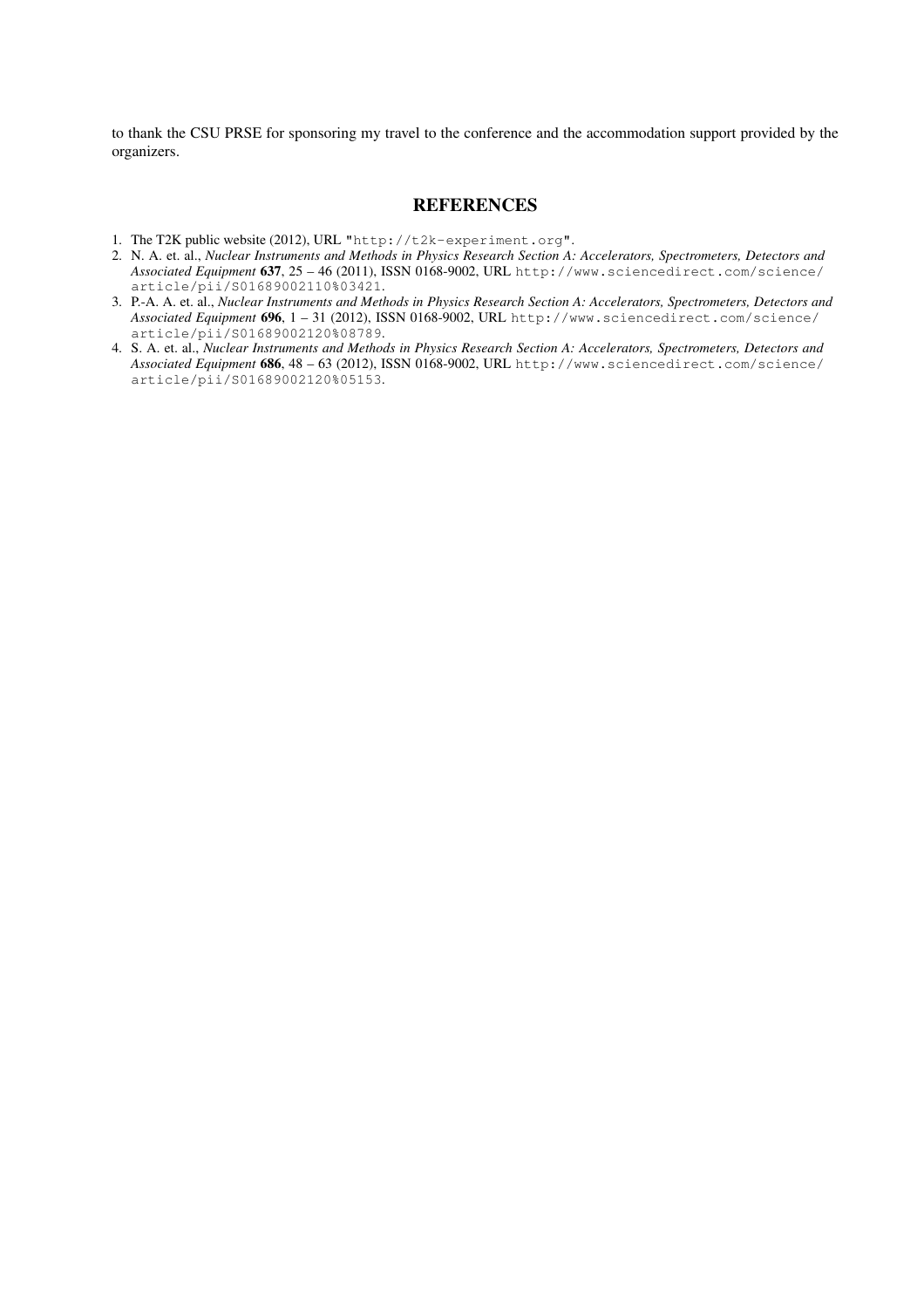to thank the CSU PRSE for sponsoring my travel to the conference and the accommodation support provided by the organizers.

## REFERENCES

1. The T2K public website (2012), URL "http://t2k-experiment.org".
2. N. A. et. al., *Nuclear Instruments and Methods in Physics Research Section A: Accelerators, Spectrometers, Detectors and Associated Equipment* **637**, 25 – 46 (2011), ISSN 0168-9002, URL http://www.sciencedirect.com/science/article/pii/S0168900211003421.
3. P.-A. A. et. al., *Nuclear Instruments and Methods in Physics Research Section A: Accelerators, Spectrometers, Detectors and Associated Equipment* **696**, 1 – 31 (2012), ISSN 0168-9002, URL http://www.sciencedirect.com/science/article/pii/S0168900212008789.
4. S. A. et. al., *Nuclear Instruments and Methods in Physics Research Section A: Accelerators, Spectrometers, Detectors and Associated Equipment* **686**, 48 – 63 (2012), ISSN 0168-9002, URL http://www.sciencedirect.com/science/article/pii/S0168900212005153.